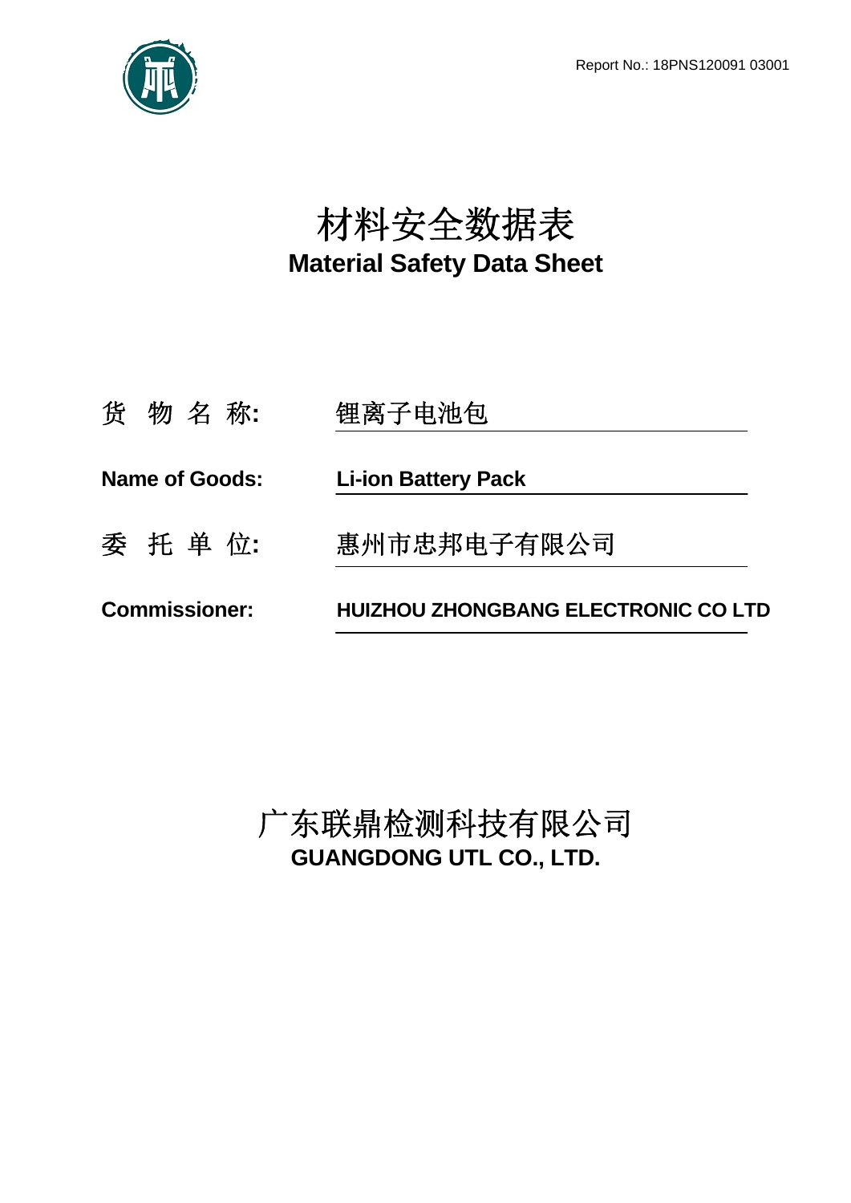Report No.: 18PNS120091 03001

# 材料安全数据表
# Material Safety Data Sheet

货 物 名 称**:** 锂离子电池包

**Name of Goods:** **Li-ion Battery Pack**

委 托 单 位**:** 惠州市忠邦电子有限公司

**Commissioner:** **HUIZHOU ZHONGBANG ELECTRONIC CO LTD**

## 广东联鼎检测科技有限公司
## GUANGDONG UTL CO., LTD.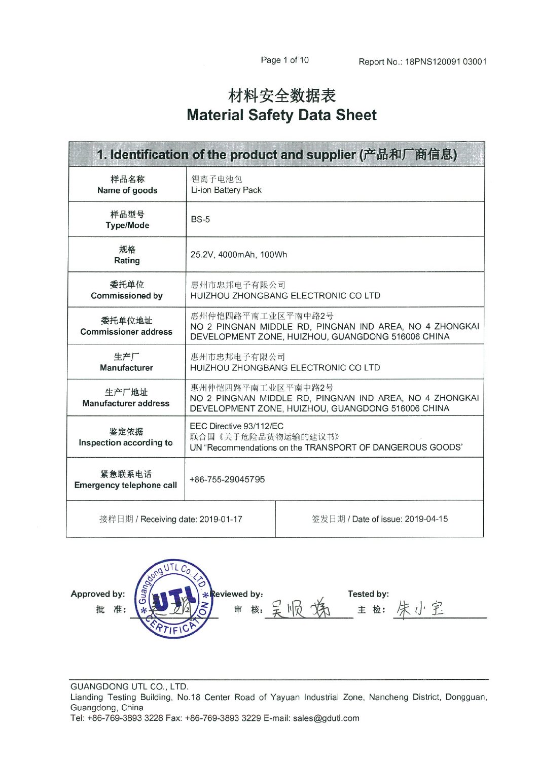Report No.: 18PNS120091 03001

# 材料安全数据表
# Material Safety Data Sheet

| 1. Identification of the product and supplier (产品和厂商信息) | |
|---|---|
| 样品名称<br>**Name of goods** | 锂离子电池包<br>Li-ion Battery Pack |
| 样品型号<br>**Type/Mode** | BS-5 |
| 规格<br>**Rating** | 25.2V, 4000mAh, 100Wh |
| 委托单位<br>**Commissioned by** | 惠州市忠邦电子有限公司<br>HUIZHOU ZHONGBANG ELECTRONIC CO LTD |
| 委托单位地址<br>**Commissioner address** | 惠州仲恺四路平南工业区平南中路2号<br>NO 2 PINGNAN MIDDLE RD, PINGNAN IND AREA, NO 4 ZHONGKAI DEVELOPMENT ZONE, HUIZHOU, GUANGDONG 516006 CHINA |
| 生产厂<br>**Manufacturer** | 惠州市忠邦电子有限公司<br>HUIZHOU ZHONGBANG ELECTRONIC CO LTD |
| 生产厂地址<br>**Manufacturer address** | 惠州仲恺四路平南工业区平南中路2号<br>NO 2 PINGNAN MIDDLE RD, PINGNAN IND AREA, NO 4 ZHONGKAI DEVELOPMENT ZONE, HUIZHOU, GUANGDONG 516006 CHINA |
| 鉴定依据<br>**Inspection according to** | EEC Directive 93/112/EC<br>联合国《关于危险品货物运输的建议书》<br>UN "Recommendations on the TRANSPORT OF DANGEROUS GOODS" |
| 紧急联系电话<br>**Emergency telephone call** | +86-755-29045795 |
| 接样日期 / Receiving date: 2019-01-17 | 签发日期 / Date of issue: 2019-04-15 |

**Approved by:**
**批　准:**

**Reviewed by:**
**审　核:** 吴顺娣

**Tested by:**
**主　检:** 朱小宝

GUANGDONG UTL CO., LTD.
Lianding Testing Building, No.18 Center Road of Yayuan Industrial Zone, Nancheng District, Dongguan, Guangdong, China
Tel: +86-769-3893 3228 Fax: +86-769-3893 3229 E-mail: sales@gdutl.com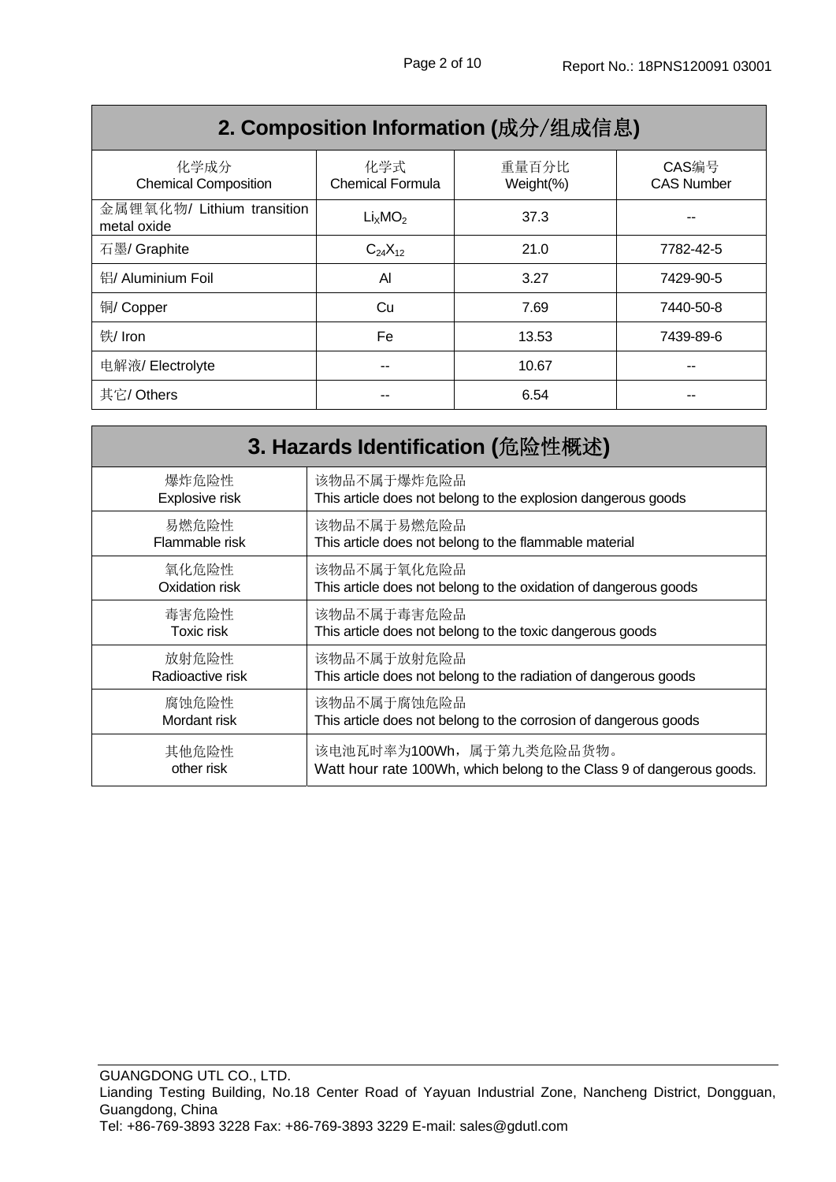## 2. Composition Information (成分/组成信息)

| 化学成分<br>Chemical Composition | 化学式<br>Chemical Formula | 重量百分比<br>Weight(%) | CAS编号<br>CAS Number |
|---|---|---|---|
| 金属锂氧化物/ Lithium transition metal oxide | $Li_XMO_2$ | 37.3 | -- |
| 石墨/ Graphite | $C_{24}X_{12}$ | 21.0 | 7782-42-5 |
| 铝/ Aluminium Foil | Al | 3.27 | 7429-90-5 |
| 铜/ Copper | Cu | 7.69 | 7440-50-8 |
| 铁/ Iron | Fe | 13.53 | 7439-89-6 |
| 电解液/ Electrolyte | -- | 10.67 | -- |
| 其它/ Others | -- | 6.54 | -- |

## 3. Hazards Identification (危险性概述)

| | |
|---|---|
| 爆炸危险性<br>Explosive risk | 该物品不属于爆炸危险品<br>This article does not belong to the explosion dangerous goods |
| 易燃危险性<br>Flammable risk | 该物品不属于易燃危险品<br>This article does not belong to the flammable material |
| 氧化危险性<br>Oxidation risk | 该物品不属于氧化危险品<br>This article does not belong to the oxidation of dangerous goods |
| 毒害危险性<br>Toxic risk | 该物品不属于毒害危险品<br>This article does not belong to the toxic dangerous goods |
| 放射危险性<br>Radioactive risk | 该物品不属于放射危险品<br>This article does not belong to the radiation of dangerous goods |
| 腐蚀危险性<br>Mordant risk | 该物品不属于腐蚀危险品<br>This article does not belong to the corrosion of dangerous goods |
| 其他危险性<br>other risk | 该电池瓦时率为100Wh，属于第九类危险品货物。<br>Watt hour rate 100Wh, which belong to the Class 9 of dangerous goods. |

GUANGDONG UTL CO., LTD.
Lianding Testing Building, No.18 Center Road of Yayuan Industrial Zone, Nancheng District, Dongguan, Guangdong, China
Tel: +86-769-3893 3228 Fax: +86-769-3893 3229 E-mail: sales@gdutl.com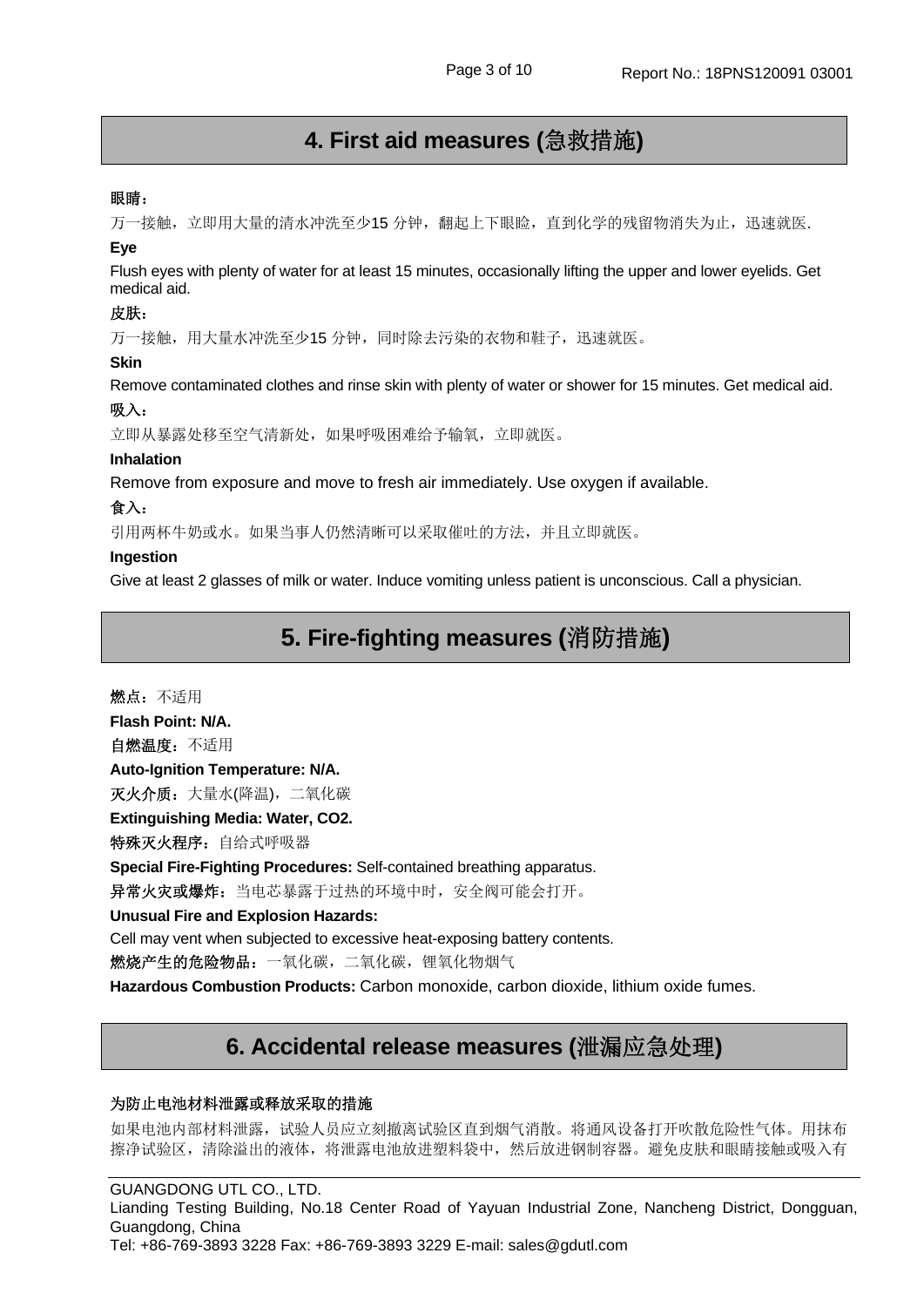## 4. First aid measures (急救措施)

**眼睛：**

万一接触，立即用大量的清水冲洗至少15 分钟，翻起上下眼睑，直到化学的残留物消失为止，迅速就医.

**Eye**

Flush eyes with plenty of water for at least 15 minutes, occasionally lifting the upper and lower eyelids. Get medical aid.

**皮肤：**

万一接触，用大量水冲洗至少15 分钟，同时除去污染的衣物和鞋子，迅速就医。

**Skin**

Remove contaminated clothes and rinse skin with plenty of water or shower for 15 minutes. Get medical aid.

**吸入：**

立即从暴露处移至空气清新处，如果呼吸困难给予输氧，立即就医。

**Inhalation**

Remove from exposure and move to fresh air immediately. Use oxygen if available.

**食入：**

引用两杯牛奶或水。如果当事人仍然清晰可以采取催吐的方法，并且立即就医。

**Ingestion**

Give at least 2 glasses of milk or water. Induce vomiting unless patient is unconscious. Call a physician.

## 5. Fire-fighting measures (消防措施)

**燃点：**不适用

**Flash Point: N/A.**

**自燃温度：**不适用

**Auto-Ignition Temperature: N/A.**

**灭火介质：**大量水(降温)，二氧化碳

**Extinguishing Media: Water, $CO_2$.**

**特殊灭火程序：**自给式呼吸器

**Special Fire-Fighting Procedures:** Self-contained breathing apparatus.

**异常火灾或爆炸：**当电芯暴露于过热的环境中时，安全阀可能会打开。

**Unusual Fire and Explosion Hazards:**

Cell may vent when subjected to excessive heat-exposing battery contents.

**燃烧产生的危险物品：**一氧化碳，二氧化碳，锂氧化物烟气

**Hazardous Combustion Products:** Carbon monoxide, carbon dioxide, lithium oxide fumes.

## 6. Accidental release measures (泄漏应急处理)

**为防止电池材料泄露或释放采取的措施**

如果电池内部材料泄露，试验人员应立刻撤离试验区直到烟气消散。将通风设备打开吹散危险性气体。用抹布擦净试验区，清除溢出的液体，将泄露电池放进塑料袋中，然后放进钢制容器。避免皮肤和眼睛接触或吸入有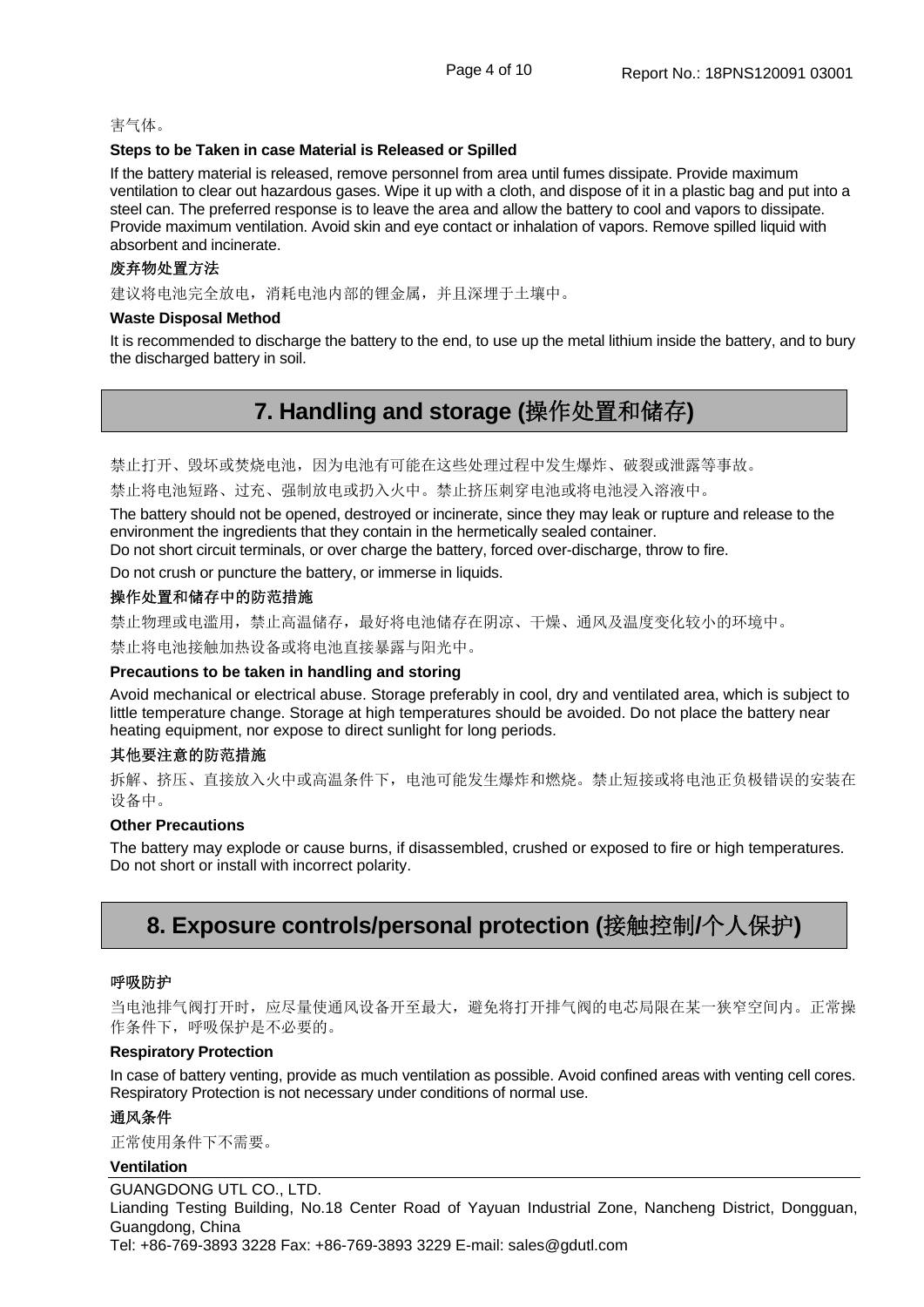害气体。

**Steps to be Taken in case Material is Released or Spilled**

If the battery material is released, remove personnel from area until fumes dissipate. Provide maximum ventilation to clear out hazardous gases. Wipe it up with a cloth, and dispose of it in a plastic bag and put into a steel can. The preferred response is to leave the area and allow the battery to cool and vapors to dissipate. Provide maximum ventilation. Avoid skin and eye contact or inhalation of vapors. Remove spilled liquid with absorbent and incinerate.

**废弃物处置方法**

建议将电池完全放电，消耗电池内部的锂金属，并且深埋于土壤中。

**Waste Disposal Method**

It is recommended to discharge the battery to the end, to use up the metal lithium inside the battery, and to bury the discharged battery in soil.

## 7. Handling and storage (操作处置和储存)

禁止打开、毁坏或焚烧电池，因为电池有可能在这些处理过程中发生爆炸、破裂或泄露等事故。

禁止将电池短路、过充、强制放电或扔入火中。禁止挤压刺穿电池或将电池浸入溶液中。

The battery should not be opened, destroyed or incinerate, since they may leak or rupture and release to the environment the ingredients that they contain in the hermetically sealed container.
Do not short circuit terminals, or over charge the battery, forced over-discharge, throw to fire.

Do not crush or puncture the battery, or immerse in liquids.

**操作处置和储存中的防范措施**

禁止物理或电滥用，禁止高温储存，最好将电池储存在阴凉、干燥、通风及温度变化较小的环境中。

禁止将电池接触加热设备或将电池直接暴露与阳光中。

**Precautions to be taken in handling and storing**

Avoid mechanical or electrical abuse. Storage preferably in cool, dry and ventilated area, which is subject to little temperature change. Storage at high temperatures should be avoided. Do not place the battery near heating equipment, nor expose to direct sunlight for long periods.

**其他要注意的防范措施**

拆解、挤压、直接放入火中或高温条件下，电池可能发生爆炸和燃烧。禁止短接或将电池正负极错误的安装在设备中。

**Other Precautions**

The battery may explode or cause burns, if disassembled, crushed or exposed to fire or high temperatures. Do not short or install with incorrect polarity.

## 8. Exposure controls/personal protection (接触控制/个人保护)

**呼吸防护**

当电池排气阀打开时，应尽量使通风设备开至最大，避免将打开排气阀的电芯局限在某一狭窄空间内。正常操作条件下，呼吸保护是不必要的。

**Respiratory Protection**

In case of battery venting, provide as much ventilation as possible. Avoid confined areas with venting cell cores. Respiratory Protection is not necessary under conditions of normal use.

**通风条件**

正常使用条件下不需要。

**Ventilation**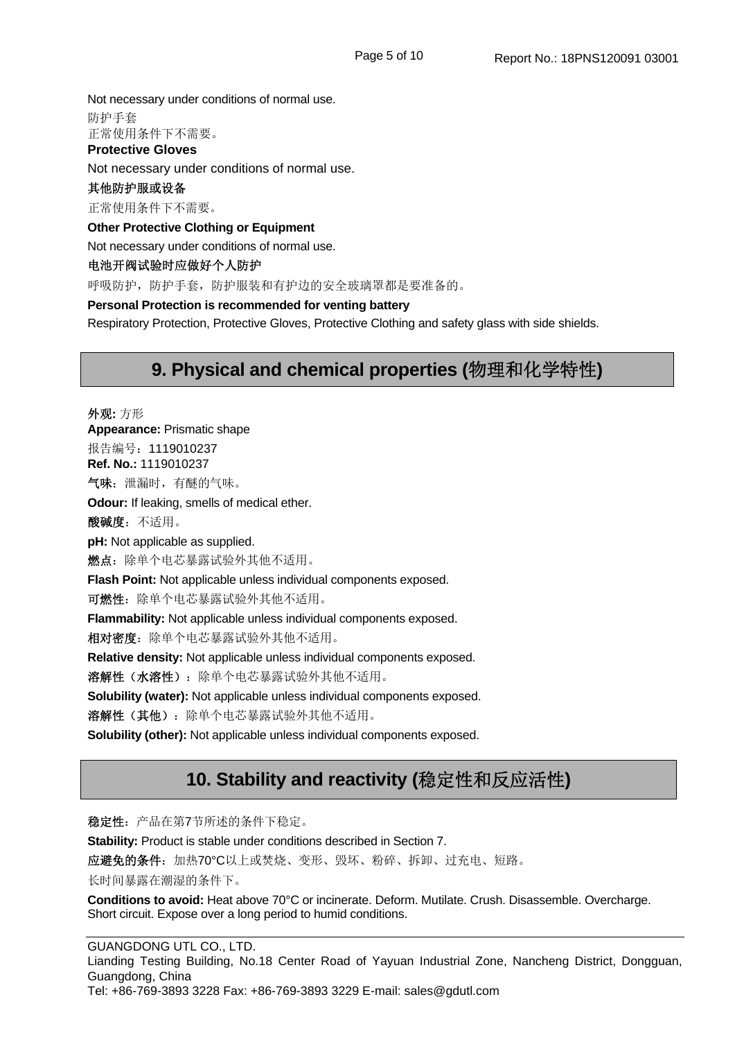Not necessary under conditions of normal use.

防护手套

正常使用条件下不需要。

**Protective Gloves**

Not necessary under conditions of normal use.

**其他防护服或设备**

正常使用条件下不需要。

**Other Protective Clothing or Equipment**

Not necessary under conditions of normal use.

**电池开阀试验时应做好个人防护**

呼吸防护，防护手套，防护服装和有护边的安全玻璃罩都是要准备的。

**Personal Protection is recommended for venting battery**

Respiratory Protection, Protective Gloves, Protective Clothing and safety glass with side shields.

## 9. Physical and chemical properties (物理和化学特性)

**外观:** 方形

**Appearance:** Prismatic shape

报告编号：1119010237

**Ref. No.:** 1119010237

**气味**：泄漏时，有醚的气味。

**Odour:** If leaking, smells of medical ether.

**酸碱度**：不适用。

**pH:** Not applicable as supplied.

**燃点**：除单个电芯暴露试验外其他不适用。

**Flash Point:** Not applicable unless individual components exposed.

**可燃性**：除单个电芯暴露试验外其他不适用。

**Flammability:** Not applicable unless individual components exposed.

**相对密度**：除单个电芯暴露试验外其他不适用。

**Relative density:** Not applicable unless individual components exposed.

**溶解性（水溶性）**：除单个电芯暴露试验外其他不适用。

**Solubility (water):** Not applicable unless individual components exposed.

**溶解性（其他）**：除单个电芯暴露试验外其他不适用。

**Solubility (other):** Not applicable unless individual components exposed.

## 10. Stability and reactivity (稳定性和反应活性)

**稳定性**：产品在第7节所述的条件下稳定。

**Stability:** Product is stable under conditions described in Section 7.

**应避免的条件**：加热70°C以上或焚烧、变形、毁坏、粉碎、拆卸、过充电、短路。长时间暴露在潮湿的条件下。

**Conditions to avoid:** Heat above 70°C or incinerate. Deform. Mutilate. Crush. Disassemble. Overcharge. Short circuit. Expose over a long period to humid conditions.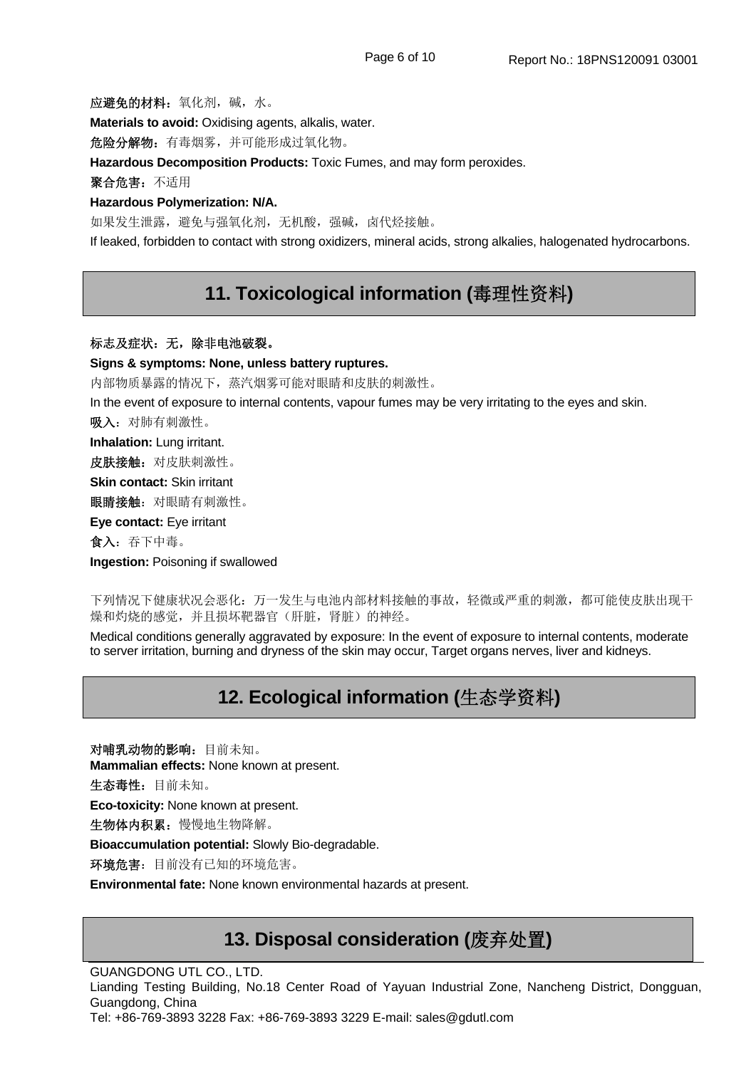**应避免的材料**：氧化剂，碱，水。

**Materials to avoid:** Oxidising agents, alkalis, water.

**危险分解物**：有毒烟雾，并可能形成过氧化物。

**Hazardous Decomposition Products:** Toxic Fumes, and may form peroxides.

**聚合危害**：不适用

**Hazardous Polymerization: N/A.**

如果发生泄露，避免与强氧化剂，无机酸，强碱，卤代烃接触。

If leaked, forbidden to contact with strong oxidizers, mineral acids, strong alkalies, halogenated hydrocarbons.

## 11. Toxicological information (毒理性资料)

**标志及症状：无，除非电池破裂。**

**Signs & symptoms: None, unless battery ruptures.**

内部物质暴露的情况下，蒸汽烟雾可能对眼睛和皮肤的刺激性。

In the event of exposure to internal contents, vapour fumes may be very irritating to the eyes and skin.

**吸入**：对肺有刺激性。

**Inhalation:** Lung irritant.

**皮肤接触**：对皮肤刺激性。

**Skin contact:** Skin irritant

**眼睛接触**：对眼睛有刺激性。

**Eye contact:** Eye irritant

**食入**：吞下中毒。

**Ingestion:** Poisoning if swallowed

下列情况下健康状况会恶化：万一发生与电池内部材料接触的事故，轻微或严重的刺激，都可能使皮肤出现干燥和灼烧的感觉，并且损坏靶器官（肝脏，肾脏）的神经。

Medical conditions generally aggravated by exposure: In the event of exposure to internal contents, moderate to server irritation, burning and dryness of the skin may occur, Target organs nerves, liver and kidneys.

## 12. Ecological information (生态学资料)

**对哺乳动物的影响**：目前未知。

**Mammalian effects:** None known at present.

**生态毒性**：目前未知。

**Eco-toxicity:** None known at present.

**生物体内积累**：慢慢地生物降解。

**Bioaccumulation potential:** Slowly Bio-degradable.

**环境危害**：目前没有已知的环境危害。

**Environmental fate:** None known environmental hazards at present.

## 13. Disposal consideration (废弃处置)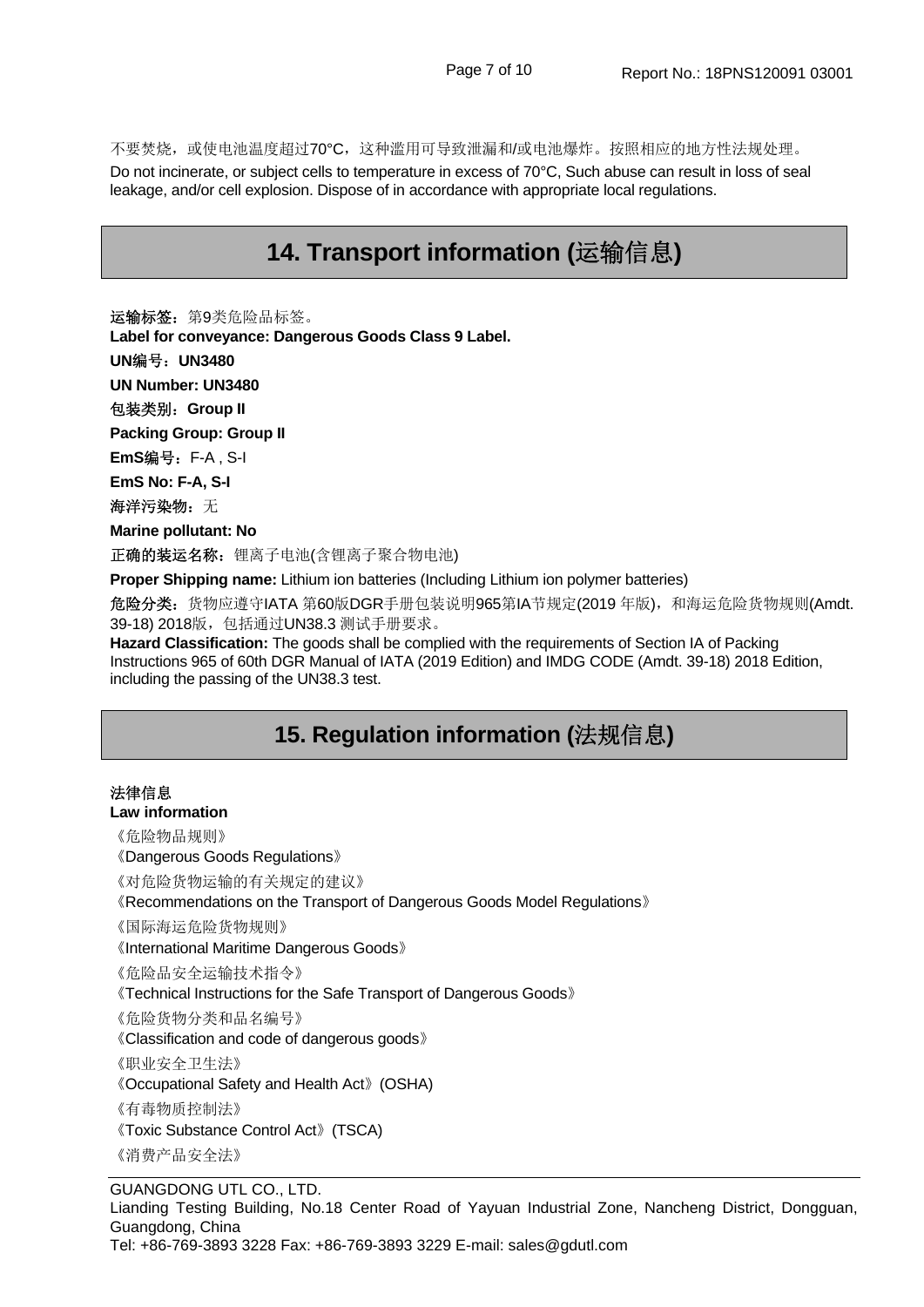不要焚烧，或使电池温度超过70°C，这种滥用可导致泄漏和/或电池爆炸。按照相应的地方性法规处理。

Do not incinerate, or subject cells to temperature in excess of 70°C, Such abuse can result in loss of seal leakage, and/or cell explosion. Dispose of in accordance with appropriate local regulations.

## 14. Transport information (运输信息)

**运输标签：**第9类危险品标签。

**Label for conveyance: Dangerous Goods Class 9 Label.**

**UN编号：UN3480**

**UN Number: UN3480**

**包装类别：Group II**

**Packing Group: Group II**

**EmS编号：**F-A , S-I

**EmS No: F-A, S-I**

**海洋污染物：**无

**Marine pollutant: No**

**正确的装运名称：**锂离子电池(含锂离子聚合物电池)

**Proper Shipping name:** Lithium ion batteries (Including Lithium ion polymer batteries)

**危险分类：**货物应遵守IATA 第60版DGR手册包装说明965第IA节规定(2019 年版)，和海运危险货物规则(Amdt. 39-18) 2018版，包括通过UN38.3 测试手册要求。

**Hazard Classification:** The goods shall be complied with the requirements of Section IA of Packing Instructions 965 of 60th DGR Manual of IATA (2019 Edition) and IMDG CODE (Amdt. 39-18) 2018 Edition, including the passing of the UN38.3 test.

## 15. Regulation information (法规信息)

**法律信息**

**Law information**

《危险物品规则》

《Dangerous Goods Regulations》

《对危险货物运输的有关规定的建议》

《Recommendations on the Transport of Dangerous Goods Model Regulations》

《国际海运危险货物规则》

《International Maritime Dangerous Goods》

《危险品安全运输技术指令》

《Technical Instructions for the Safe Transport of Dangerous Goods》

《危险货物分类和品名编号》

《Classification and code of dangerous goods》

《职业安全卫生法》

《Occupational Safety and Health Act》(OSHA)

《有毒物质控制法》

《Toxic Substance Control Act》(TSCA)

《消费产品安全法》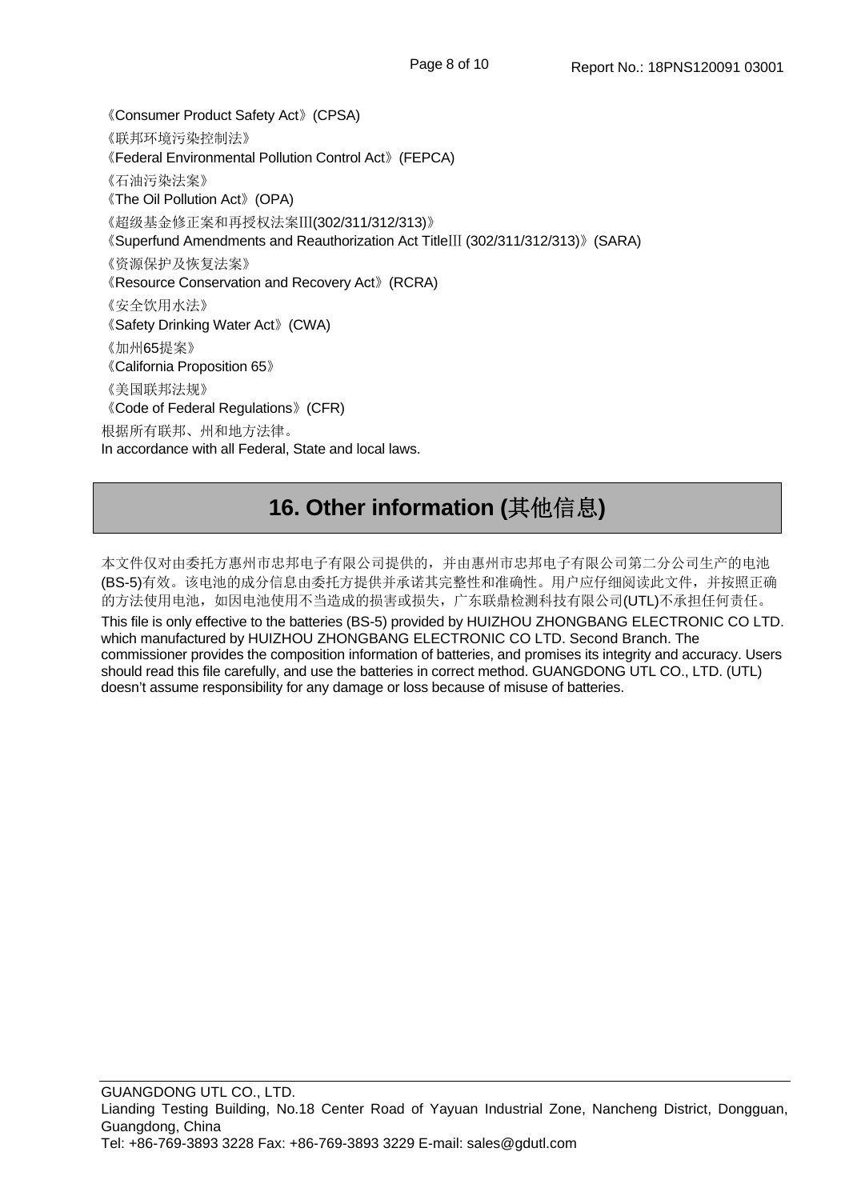《Consumer Product Safety Act》(CPSA)

《联邦环境污染控制法》

《Federal Environmental Pollution Control Act》(FEPCA)

《石油污染法案》

《The Oil Pollution Act》(OPA)

《超级基金修正案和再授权法案III(302/311/312/313)》

《Superfund Amendments and Reauthorization Act TitleIII (302/311/312/313)》(SARA)

《资源保护及恢复法案》

《Resource Conservation and Recovery Act》(RCRA)

《安全饮用水法》

《Safety Drinking Water Act》(CWA)

《加州65提案》

《California Proposition 65》

《美国联邦法规》

《Code of Federal Regulations》(CFR)

根据所有联邦、州和地方法律。

In accordance with all Federal, State and local laws.

## 16. Other information (其他信息)

本文件仅对由委托方惠州市忠邦电子有限公司提供的，并由惠州市忠邦电子有限公司第二分公司生产的电池(BS-5)有效。该电池的成分信息由委托方提供并承诺其完整性和准确性。用户应仔细阅读此文件，并按照正确的方法使用电池，如因电池使用不当造成的损害或损失，广东联鼎检测科技有限公司(UTL)不承担任何责任。

This file is only effective to the batteries (BS-5) provided by HUIZHOU ZHONGBANG ELECTRONIC CO LTD. which manufactured by HUIZHOU ZHONGBANG ELECTRONIC CO LTD. Second Branch. The commissioner provides the composition information of batteries, and promises its integrity and accuracy. Users should read this file carefully, and use the batteries in correct method. GUANGDONG UTL CO., LTD. (UTL) doesn't assume responsibility for any damage or loss because of misuse of batteries.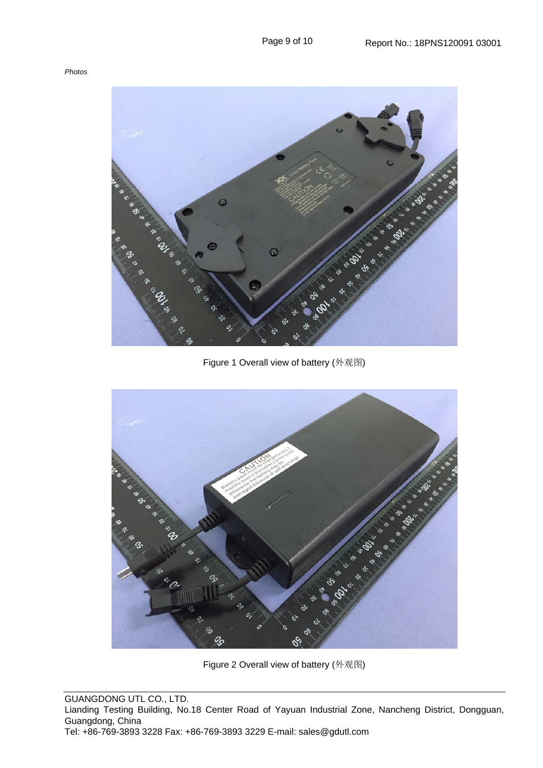*Photos*

Figure 1 Overall view of battery (外观图)

Figure 2 Overall view of battery (外观图)

GUANGDONG UTL CO., LTD.
Lianding Testing Building, No.18 Center Road of Yayuan Industrial Zone, Nancheng District, Dongguan, Guangdong, China
Tel: +86-769-3893 3228 Fax: +86-769-3893 3229 E-mail: sales@gdutl.com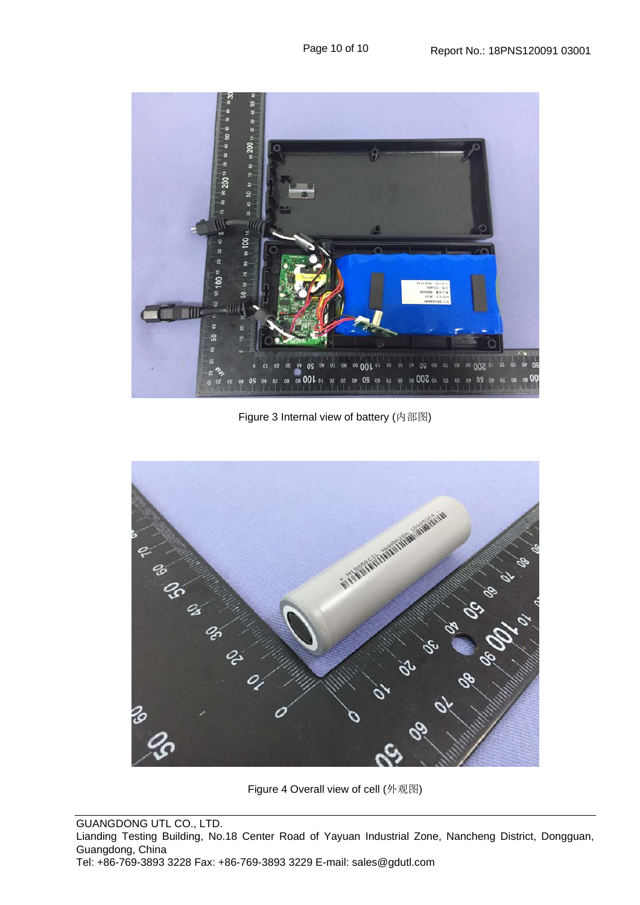Figure 3 Internal view of battery (内部图)

Figure 4 Overall view of cell (外观图)

GUANGDONG UTL CO., LTD.
Lianding Testing Building, No.18 Center Road of Yayuan Industrial Zone, Nancheng District, Dongguan, Guangdong, China
Tel: +86-769-3893 3228 Fax: +86-769-3893 3229 E-mail: sales@gdutl.com